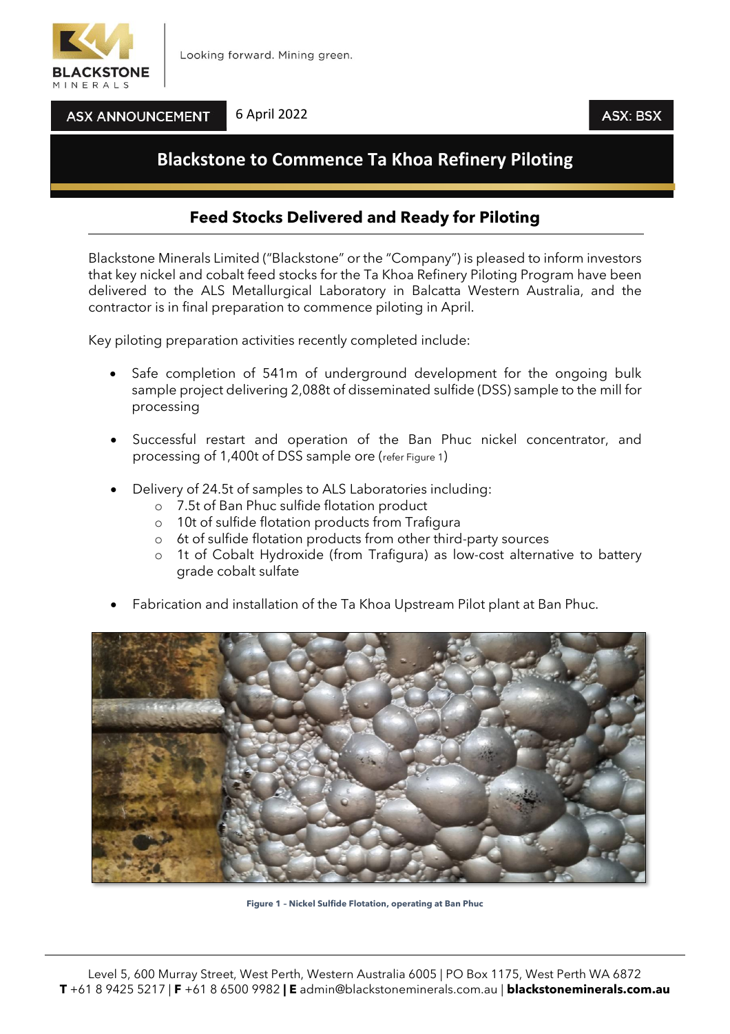ASX ANNOUNCEMENT 6 April 2022 ASX: BSX

# Blackstone to Commence Ta Khoa Refinery Piloting

## Feed Stocks Delivered and Ready for Piloting

Blackstone Minerals Limited ("Blackstone" or the "Company") is pleased to inform investors that key nickel and cobalt feed stocks for the Ta Khoa Refinery Piloting Program have been delivered to the ALS Metallurgical Laboratory in Balcatta Western Australia, and the contractor is in final preparation to commence piloting in April.

Key piloting preparation activities recently completed include:

- Safe completion of 541m of underground development for the ongoing bulk sample project delivering 2,088t of disseminated sulfide (DSS) sample to the mill for processing
- Successful restart and operation of the Ban Phuc nickel concentrator, and processing of 1,400t of DSS sample ore (refer Figure 1)
- Delivery of 24.5t of samples to ALS Laboratories including:
  - 7.5t of Ban Phuc sulfide flotation product
  - 10t of sulfide flotation products from Trafigura
  - 6t of sulfide flotation products from other third-party sources
  - 1t of Cobalt Hydroxide (from Trafigura) as low-cost alternative to battery grade cobalt sulfate
- Fabrication and installation of the Ta Khoa Upstream Pilot plant at Ban Phuc.

**Figure 1 – Nickel Sulfide Flotation, operating at Ban Phuc**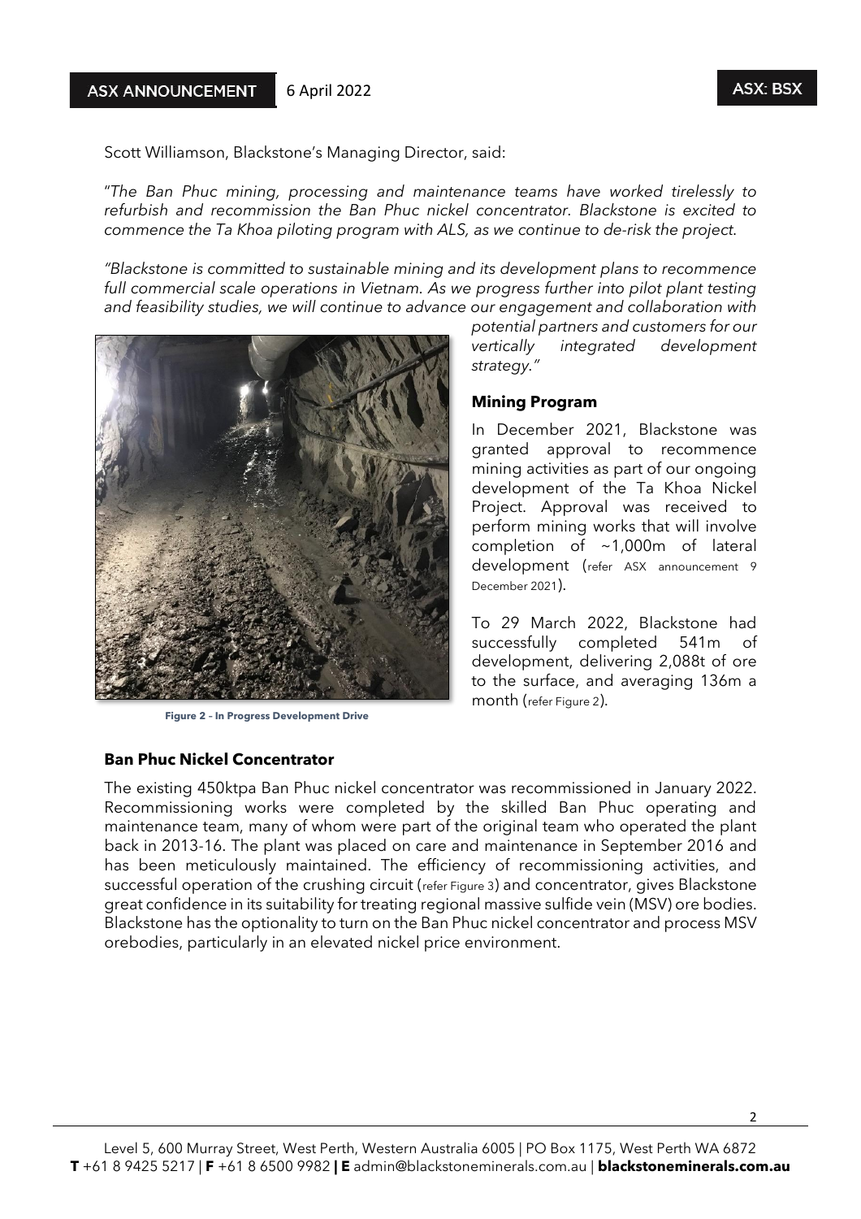Scott Williamson, Blackstone's Managing Director, said:

*"The Ban Phuc mining, processing and maintenance teams have worked tirelessly to refurbish and recommission the Ban Phuc nickel concentrator. Blackstone is excited to commence the Ta Khoa piloting program with ALS, as we continue to de-risk the project.*

*"Blackstone is committed to sustainable mining and its development plans to recommence full commercial scale operations in Vietnam. As we progress further into pilot plant testing and feasibility studies, we will continue to advance our engagement and collaboration with potential partners and customers for our vertically integrated development strategy."*

**Figure 2 – In Progress Development Drive**

**Mining Program**

In December 2021, Blackstone was granted approval to recommence mining activities as part of our ongoing development of the Ta Khoa Nickel Project. Approval was received to perform mining works that will involve completion of ~1,000m of lateral development (refer ASX announcement 9 December 2021).

To 29 March 2022, Blackstone had successfully completed 541m of development, delivering 2,088t of ore to the surface, and averaging 136m a month (refer Figure 2).

**Ban Phuc Nickel Concentrator**

The existing 450ktpa Ban Phuc nickel concentrator was recommissioned in January 2022. Recommissioning works were completed by the skilled Ban Phuc operating and maintenance team, many of whom were part of the original team who operated the plant back in 2013-16. The plant was placed on care and maintenance in September 2016 and has been meticulously maintained. The efficiency of recommissioning activities, and successful operation of the crushing circuit (refer Figure 3) and concentrator, gives Blackstone great confidence in its suitability for treating regional massive sulfide vein (MSV) ore bodies. Blackstone has the optionality to turn on the Ban Phuc nickel concentrator and process MSV orebodies, particularly in an elevated nickel price environment.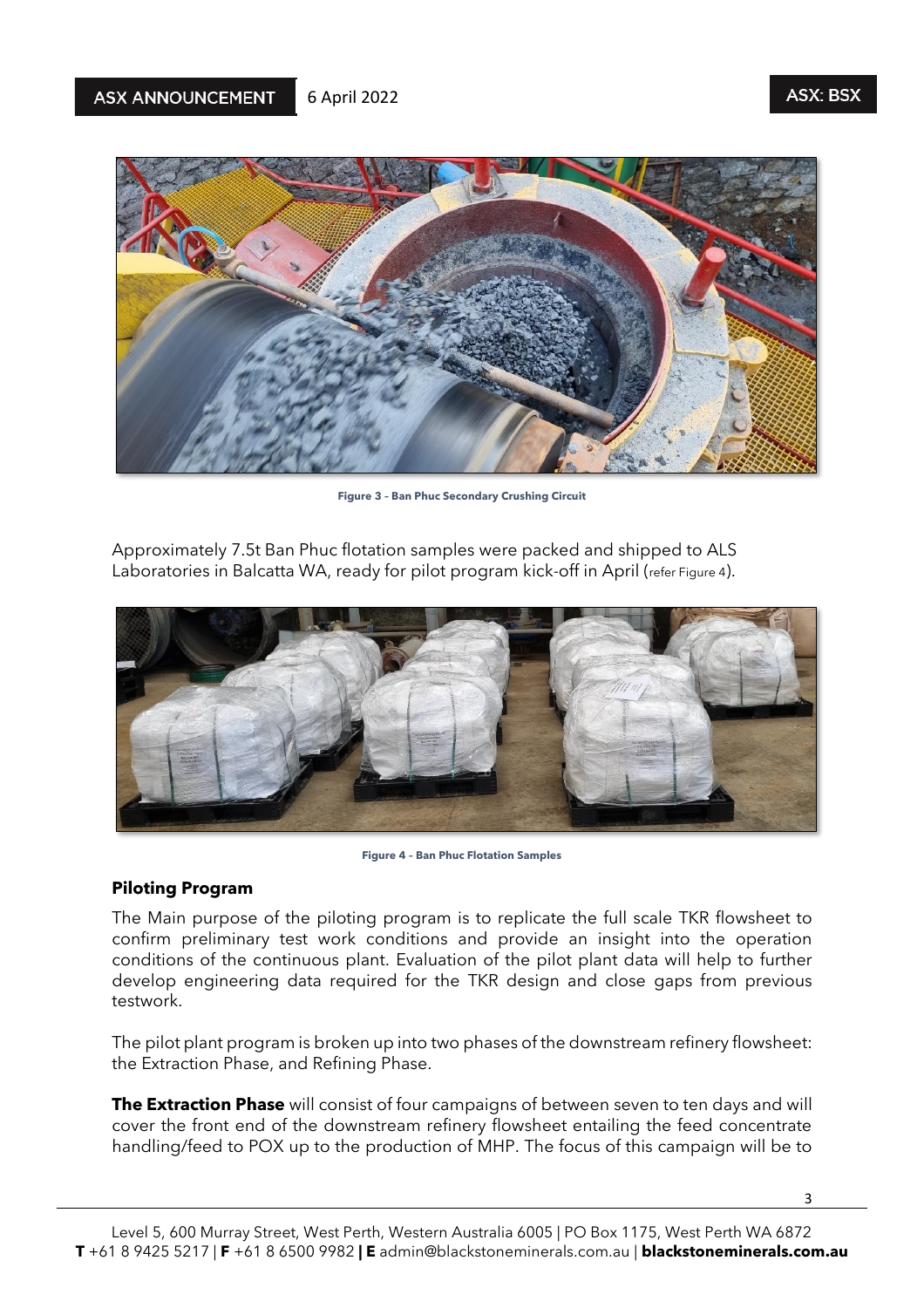Figure 3 – Ban Phuc Secondary Crushing Circuit

Approximately 7.5t Ban Phuc flotation samples were packed and shipped to ALS Laboratories in Balcatta WA, ready for pilot program kick-off in April (refer Figure 4).

Figure 4 – Ban Phuc Flotation Samples

## Piloting Program

The Main purpose of the piloting program is to replicate the full scale TKR flowsheet to confirm preliminary test work conditions and provide an insight into the operation conditions of the continuous plant. Evaluation of the pilot plant data will help to further develop engineering data required for the TKR design and close gaps from previous testwork.

The pilot plant program is broken up into two phases of the downstream refinery flowsheet: the Extraction Phase, and Refining Phase.

**The Extraction Phase** will consist of four campaigns of between seven to ten days and will cover the front end of the downstream refinery flowsheet entailing the feed concentrate handling/feed to POX up to the production of MHP. The focus of this campaign will be to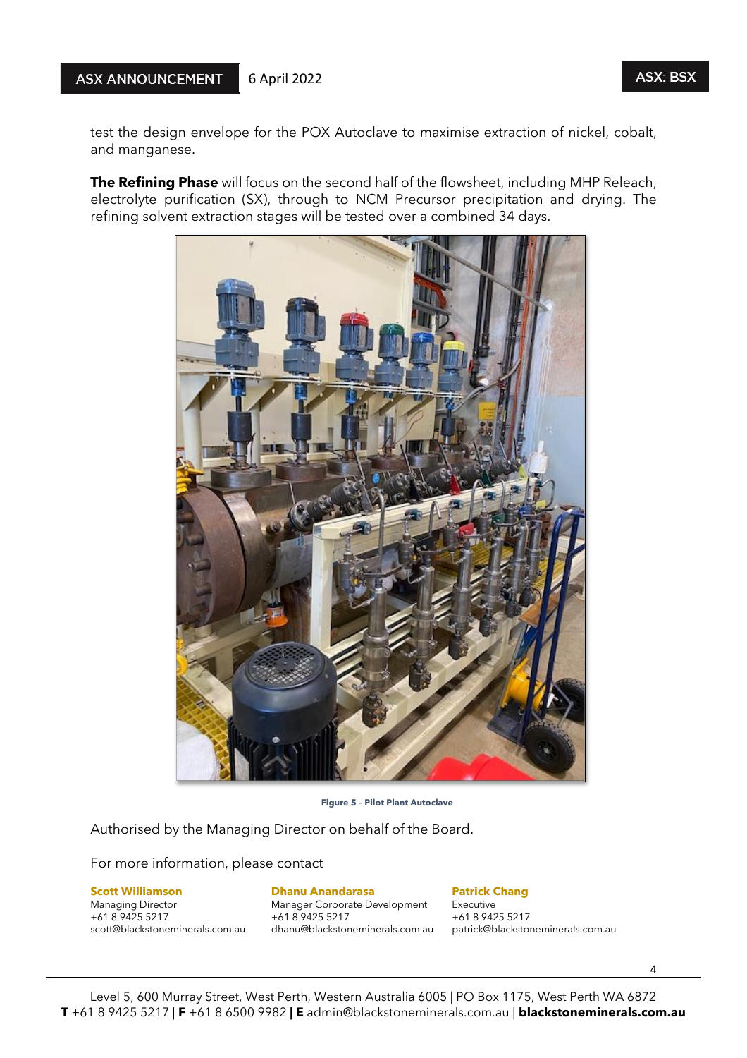test the design envelope for the POX Autoclave to maximise extraction of nickel, cobalt, and manganese.

**The Refining Phase** will focus on the second half of the flowsheet, including MHP Releach, electrolyte purification (SX), through to NCM Precursor precipitation and drying. The refining solvent extraction stages will be tested over a combined 34 days.

**Figure 5 – Pilot Plant Autoclave**

Authorised by the Managing Director on behalf of the Board.

For more information, please contact

**Scott Williamson**
Managing Director
+61 8 9425 5217
scott@blackstoneminerals.com.au

**Dhanu Anandarasa**
Manager Corporate Development
+61 8 9425 5217
dhanu@blackstoneminerals.com.au

**Patrick Chang**
Executive
+61 8 9425 5217
patrick@blackstoneminerals.com.au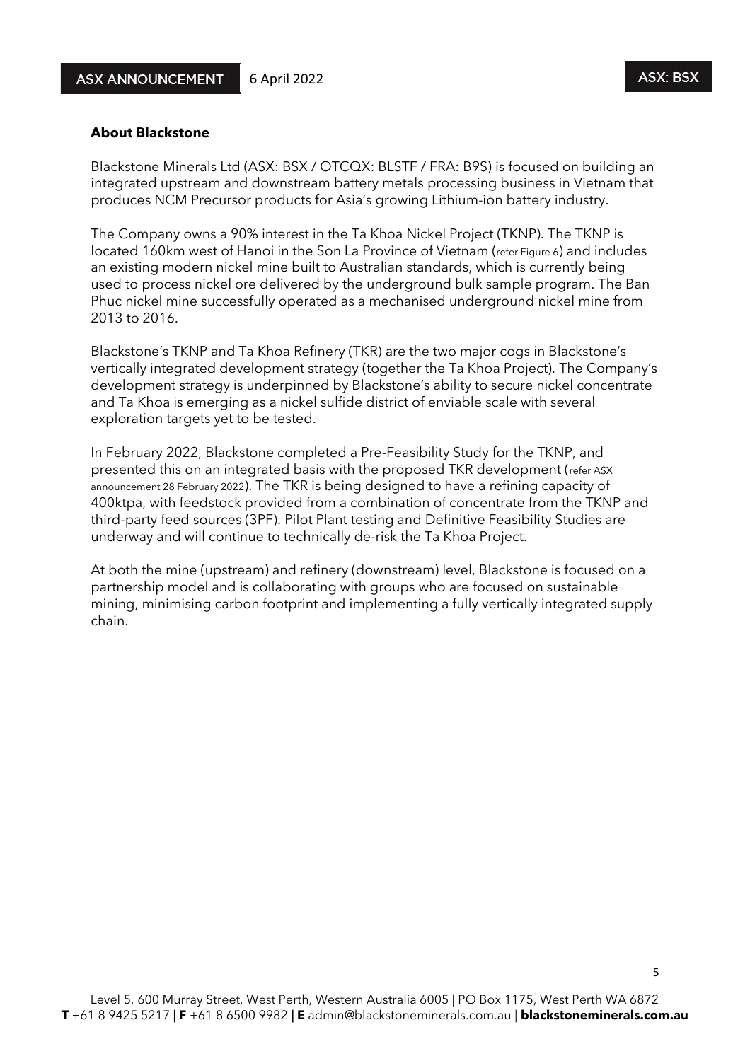## About Blackstone

Blackstone Minerals Ltd (ASX: BSX / OTCQX: BLSTF / FRA: B9S) is focused on building an integrated upstream and downstream battery metals processing business in Vietnam that produces NCM Precursor products for Asia's growing Lithium-ion battery industry.

The Company owns a 90% interest in the Ta Khoa Nickel Project (TKNP). The TKNP is located 160km west of Hanoi in the Son La Province of Vietnam (refer Figure 6) and includes an existing modern nickel mine built to Australian standards, which is currently being used to process nickel ore delivered by the underground bulk sample program. The Ban Phuc nickel mine successfully operated as a mechanised underground nickel mine from 2013 to 2016.

Blackstone's TKNP and Ta Khoa Refinery (TKR) are the two major cogs in Blackstone's vertically integrated development strategy (together the Ta Khoa Project). The Company's development strategy is underpinned by Blackstone's ability to secure nickel concentrate and Ta Khoa is emerging as a nickel sulfide district of enviable scale with several exploration targets yet to be tested.

In February 2022, Blackstone completed a Pre-Feasibility Study for the TKNP, and presented this on an integrated basis with the proposed TKR development (refer ASX announcement 28 February 2022). The TKR is being designed to have a refining capacity of 400ktpa, with feedstock provided from a combination of concentrate from the TKNP and third-party feed sources (3PF). Pilot Plant testing and Definitive Feasibility Studies are underway and will continue to technically de-risk the Ta Khoa Project.

At both the mine (upstream) and refinery (downstream) level, Blackstone is focused on a partnership model and is collaborating with groups who are focused on sustainable mining, minimising carbon footprint and implementing a fully vertically integrated supply chain.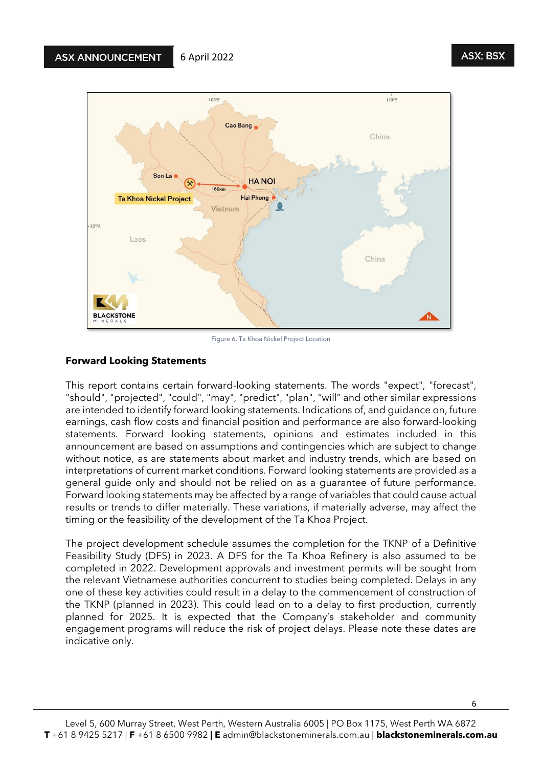Ta Khoa Nickel Project

Son La

Cao Bang

HA NOI

160km

Hai Phong

Vietnam

China

Laos

China

105°E

110°E

20°N

BLACKSTONE MINERALS

N

Figure 6. Ta Khoa Nickel Project Location

**Forward Looking Statements**

This report contains certain forward-looking statements. The words "expect", "forecast", "should", "projected", "could", "may", "predict", "plan", "will" and other similar expressions are intended to identify forward looking statements. Indications of, and guidance on, future earnings, cash flow costs and financial position and performance are also forward-looking statements. Forward looking statements, opinions and estimates included in this announcement are based on assumptions and contingencies which are subject to change without notice, as are statements about market and industry trends, which are based on interpretations of current market conditions. Forward looking statements are provided as a general guide only and should not be relied on as a guarantee of future performance. Forward looking statements may be affected by a range of variables that could cause actual results or trends to differ materially. These variations, if materially adverse, may affect the timing or the feasibility of the development of the Ta Khoa Project.

The project development schedule assumes the completion for the TKNP of a Definitive Feasibility Study (DFS) in 2023. A DFS for the Ta Khoa Refinery is also assumed to be completed in 2022. Development approvals and investment permits will be sought from the relevant Vietnamese authorities concurrent to studies being completed. Delays in any one of these key activities could result in a delay to the commencement of construction of the TKNP (planned in 2023). This could lead on to a delay to first production, currently planned for 2025. It is expected that the Company's stakeholder and community engagement programs will reduce the risk of project delays. Please note these dates are indicative only.